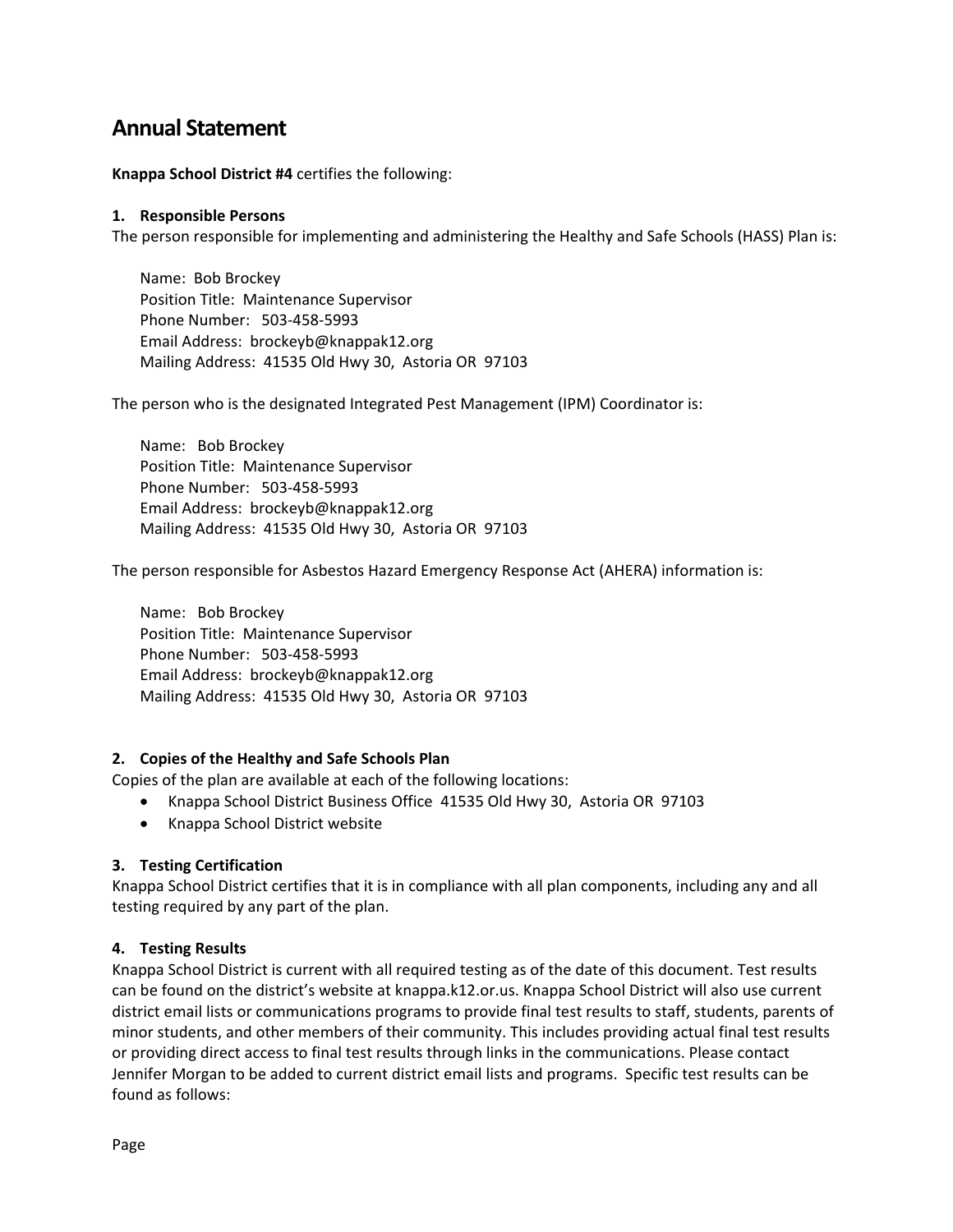# Annual Statement

**Knappa School District #4** certifies the following:

### 1. Responsible Persons

The person responsible for implementing and administering the Healthy and Safe Schools (HASS) Plan is:

Name: Bob Brockey
Position Title: Maintenance Supervisor
Phone Number: 503-458-5993
Email Address: brockeyb@knappak12.org
Mailing Address: 41535 Old Hwy 30, Astoria OR 97103

The person who is the designated Integrated Pest Management (IPM) Coordinator is:

Name: Bob Brockey
Position Title: Maintenance Supervisor
Phone Number: 503-458-5993
Email Address: brockeyb@knappak12.org
Mailing Address: 41535 Old Hwy 30, Astoria OR 97103

The person responsible for Asbestos Hazard Emergency Response Act (AHERA) information is:

Name: Bob Brockey
Position Title: Maintenance Supervisor
Phone Number: 503-458-5993
Email Address: brockeyb@knappak12.org
Mailing Address: 41535 Old Hwy 30, Astoria OR 97103

### 2. Copies of the Healthy and Safe Schools Plan

Copies of the plan are available at each of the following locations:

- Knappa School District Business Office 41535 Old Hwy 30, Astoria OR 97103
- Knappa School District website

### 3. Testing Certification

Knappa School District certifies that it is in compliance with all plan components, including any and all testing required by any part of the plan.

### 4. Testing Results

Knappa School District is current with all required testing as of the date of this document. Test results can be found on the district's website at knappa.k12.or.us. Knappa School District will also use current district email lists or communications programs to provide final test results to staff, students, parents of minor students, and other members of their community. This includes providing actual final test results or providing direct access to final test results through links in the communications. Please contact Jennifer Morgan to be added to current district email lists and programs. Specific test results can be found as follows: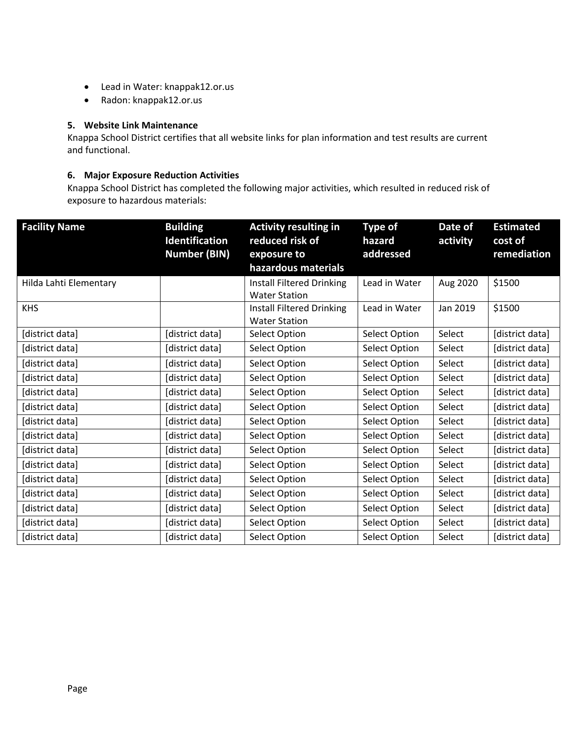- Lead in Water: knappak12.or.us
- Radon: knappak12.or.us

### 5. Website Link Maintenance

Knappa School District certifies that all website links for plan information and test results are current and functional.

### 6. Major Exposure Reduction Activities

Knappa School District has completed the following major activities, which resulted in reduced risk of exposure to hazardous materials:

| Facility Name | Building Identification Number (BIN) | Activity resulting in reduced risk of exposure to hazardous materials | Type of hazard addressed | Date of activity | Estimated cost of remediation |
|---|---|---|---|---|---|
| Hilda Lahti Elementary | | Install Filtered Drinking Water Station | Lead in Water | Aug 2020 | $1500 |
| KHS | | Install Filtered Drinking Water Station | Lead in Water | Jan 2019 | $1500 |
| [district data] | [district data] | Select Option | Select Option | Select | [district data] |
| [district data] | [district data] | Select Option | Select Option | Select | [district data] |
| [district data] | [district data] | Select Option | Select Option | Select | [district data] |
| [district data] | [district data] | Select Option | Select Option | Select | [district data] |
| [district data] | [district data] | Select Option | Select Option | Select | [district data] |
| [district data] | [district data] | Select Option | Select Option | Select | [district data] |
| [district data] | [district data] | Select Option | Select Option | Select | [district data] |
| [district data] | [district data] | Select Option | Select Option | Select | [district data] |
| [district data] | [district data] | Select Option | Select Option | Select | [district data] |
| [district data] | [district data] | Select Option | Select Option | Select | [district data] |
| [district data] | [district data] | Select Option | Select Option | Select | [district data] |
| [district data] | [district data] | Select Option | Select Option | Select | [district data] |
| [district data] | [district data] | Select Option | Select Option | Select | [district data] |
| [district data] | [district data] | Select Option | Select Option | Select | [district data] |
| [district data] | [district data] | Select Option | Select Option | Select | [district data] |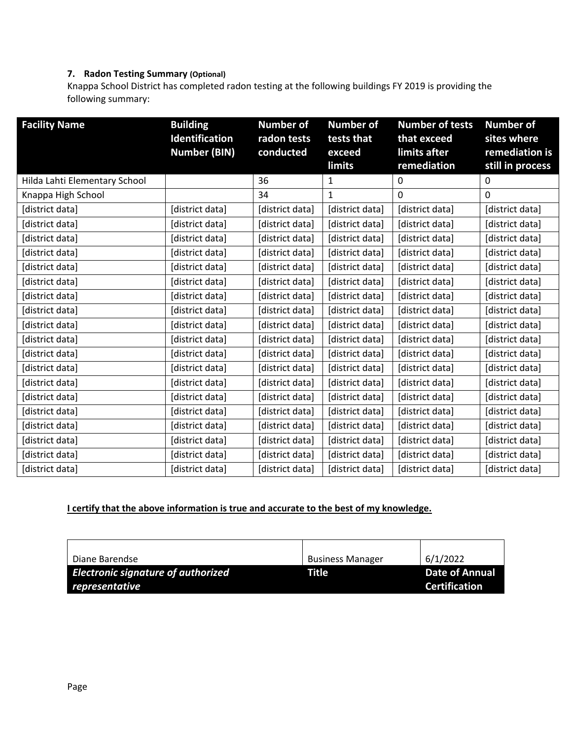### 7. Radon Testing Summary (Optional)

Knappa School District has completed radon testing at the following buildings FY 2019 is providing the following summary:

| Facility Name | Building Identification Number (BIN) | Number of radon tests conducted | Number of tests that exceed limits | Number of tests that exceed limits after remediation | Number of sites where remediation is still in process |
|---|---|---|---|---|---|
| Hilda Lahti Elementary School | | 36 | 1 | 0 | 0 |
| Knappa High School | | 34 | 1 | 0 | 0 |
| [district data] | [district data] | [district data] | [district data] | [district data] | [district data] |
| [district data] | [district data] | [district data] | [district data] | [district data] | [district data] |
| [district data] | [district data] | [district data] | [district data] | [district data] | [district data] |
| [district data] | [district data] | [district data] | [district data] | [district data] | [district data] |
| [district data] | [district data] | [district data] | [district data] | [district data] | [district data] |
| [district data] | [district data] | [district data] | [district data] | [district data] | [district data] |
| [district data] | [district data] | [district data] | [district data] | [district data] | [district data] |
| [district data] | [district data] | [district data] | [district data] | [district data] | [district data] |
| [district data] | [district data] | [district data] | [district data] | [district data] | [district data] |
| [district data] | [district data] | [district data] | [district data] | [district data] | [district data] |
| [district data] | [district data] | [district data] | [district data] | [district data] | [district data] |
| [district data] | [district data] | [district data] | [district data] | [district data] | [district data] |
| [district data] | [district data] | [district data] | [district data] | [district data] | [district data] |
| [district data] | [district data] | [district data] | [district data] | [district data] | [district data] |
| [district data] | [district data] | [district data] | [district data] | [district data] | [district data] |
| [district data] | [district data] | [district data] | [district data] | [district data] | [district data] |
| [district data] | [district data] | [district data] | [district data] | [district data] | [district data] |
| [district data] | [district data] | [district data] | [district data] | [district data] | [district data] |
| [district data] | [district data] | [district data] | [district data] | [district data] | [district data] |

**I certify that the above information is true and accurate to the best of my knowledge.**

| Diane Barendse | Business Manager | 6/1/2022 |
|---|---|---|
| ***Electronic signature of authorized representative*** | **Title** | **Date of Annual Certification** |

Page